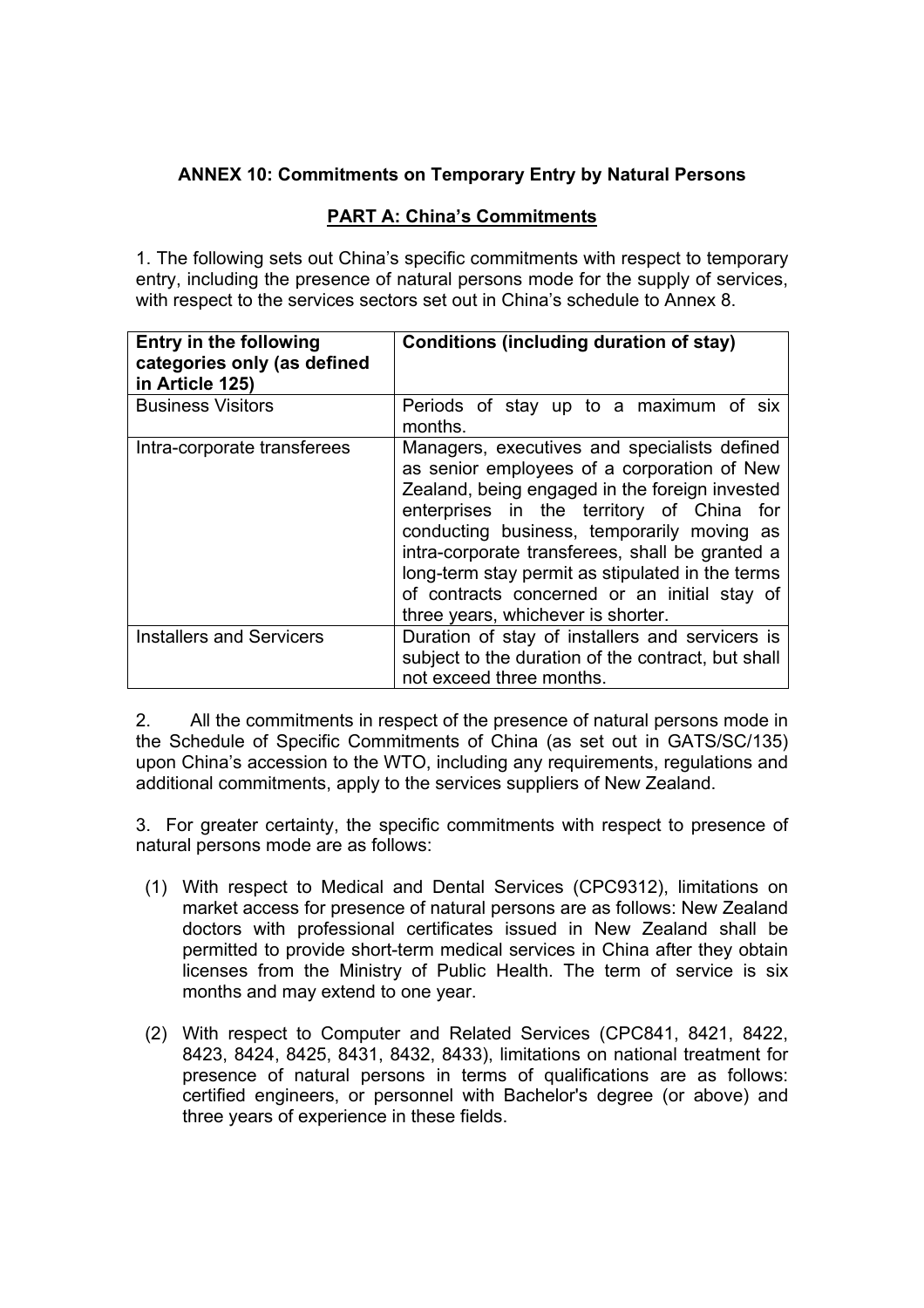## ANNEX 10: Commitments on Temporary Entry by Natural Persons

### PART A: China's Commitments

1. The following sets out China's specific commitments with respect to temporary entry, including the presence of natural persons mode for the supply of services, with respect to the services sectors set out in China's schedule to Annex 8.

| Entry in the following categories only (as defined in Article 125) | Conditions (including duration of stay) |
|---|---|
| Business Visitors | Periods of stay up to a maximum of six months. |
| Intra-corporate transferees | Managers, executives and specialists defined as senior employees of a corporation of New Zealand, being engaged in the foreign invested enterprises in the territory of China for conducting business, temporarily moving as intra-corporate transferees, shall be granted a long-term stay permit as stipulated in the terms of contracts concerned or an initial stay of three years, whichever is shorter. |
| Installers and Servicers | Duration of stay of installers and servicers is subject to the duration of the contract, but shall not exceed three months. |

2. All the commitments in respect of the presence of natural persons mode in the Schedule of Specific Commitments of China (as set out in GATS/SC/135) upon China's accession to the WTO, including any requirements, regulations and additional commitments, apply to the services suppliers of New Zealand.

3. For greater certainty, the specific commitments with respect to presence of natural persons mode are as follows:

(1) With respect to Medical and Dental Services (CPC9312), limitations on market access for presence of natural persons are as follows: New Zealand doctors with professional certificates issued in New Zealand shall be permitted to provide short-term medical services in China after they obtain licenses from the Ministry of Public Health. The term of service is six months and may extend to one year.

(2) With respect to Computer and Related Services (CPC841, 8421, 8422, 8423, 8424, 8425, 8431, 8432, 8433), limitations on national treatment for presence of natural persons in terms of qualifications are as follows: certified engineers, or personnel with Bachelor's degree (or above) and three years of experience in these fields.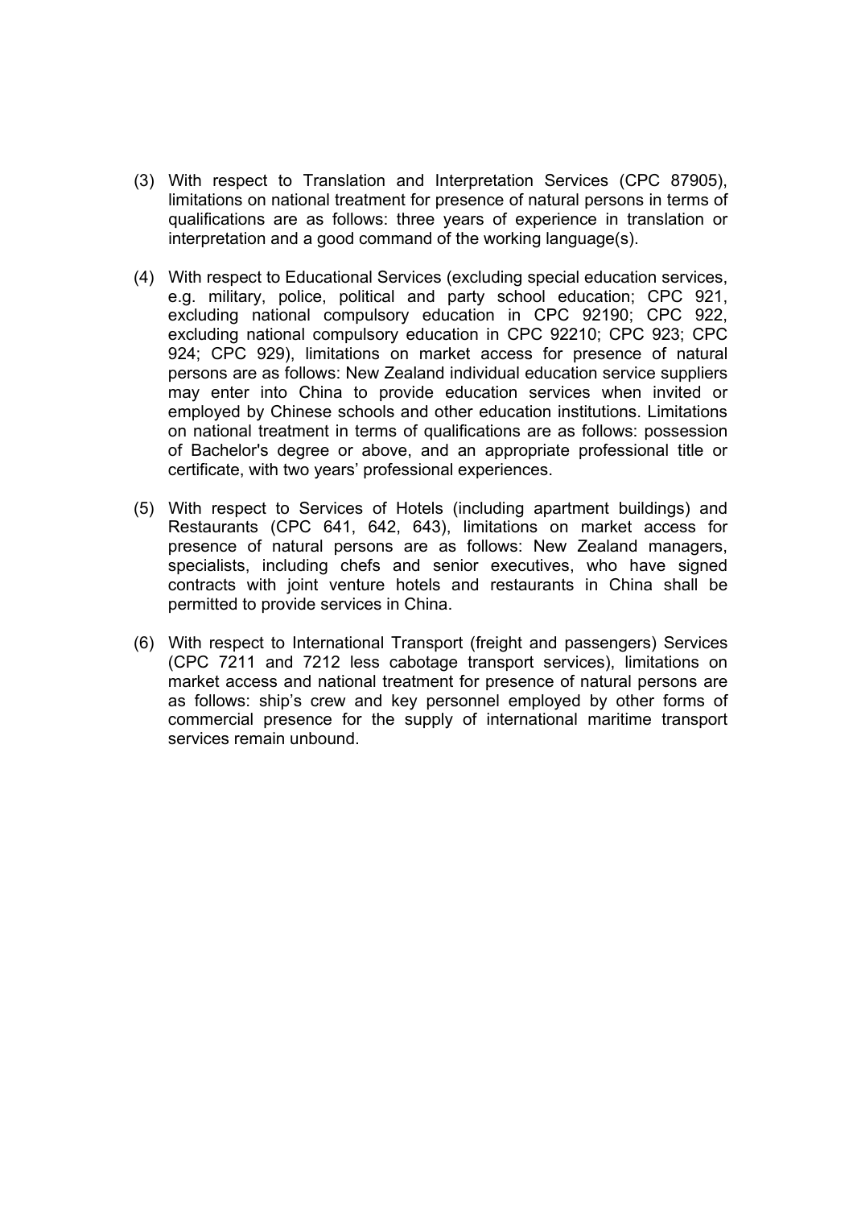(3) With respect to Translation and Interpretation Services (CPC 87905), limitations on national treatment for presence of natural persons in terms of qualifications are as follows: three years of experience in translation or interpretation and a good command of the working language(s).

(4) With respect to Educational Services (excluding special education services, e.g. military, police, political and party school education; CPC 921, excluding national compulsory education in CPC 92190; CPC 922, excluding national compulsory education in CPC 92210; CPC 923; CPC 924; CPC 929), limitations on market access for presence of natural persons are as follows: New Zealand individual education service suppliers may enter into China to provide education services when invited or employed by Chinese schools and other education institutions. Limitations on national treatment in terms of qualifications are as follows: possession of Bachelor's degree or above, and an appropriate professional title or certificate, with two years' professional experiences.

(5) With respect to Services of Hotels (including apartment buildings) and Restaurants (CPC 641, 642, 643), limitations on market access for presence of natural persons are as follows: New Zealand managers, specialists, including chefs and senior executives, who have signed contracts with joint venture hotels and restaurants in China shall be permitted to provide services in China.

(6) With respect to International Transport (freight and passengers) Services (CPC 7211 and 7212 less cabotage transport services), limitations on market access and national treatment for presence of natural persons are as follows: ship's crew and key personnel employed by other forms of commercial presence for the supply of international maritime transport services remain unbound.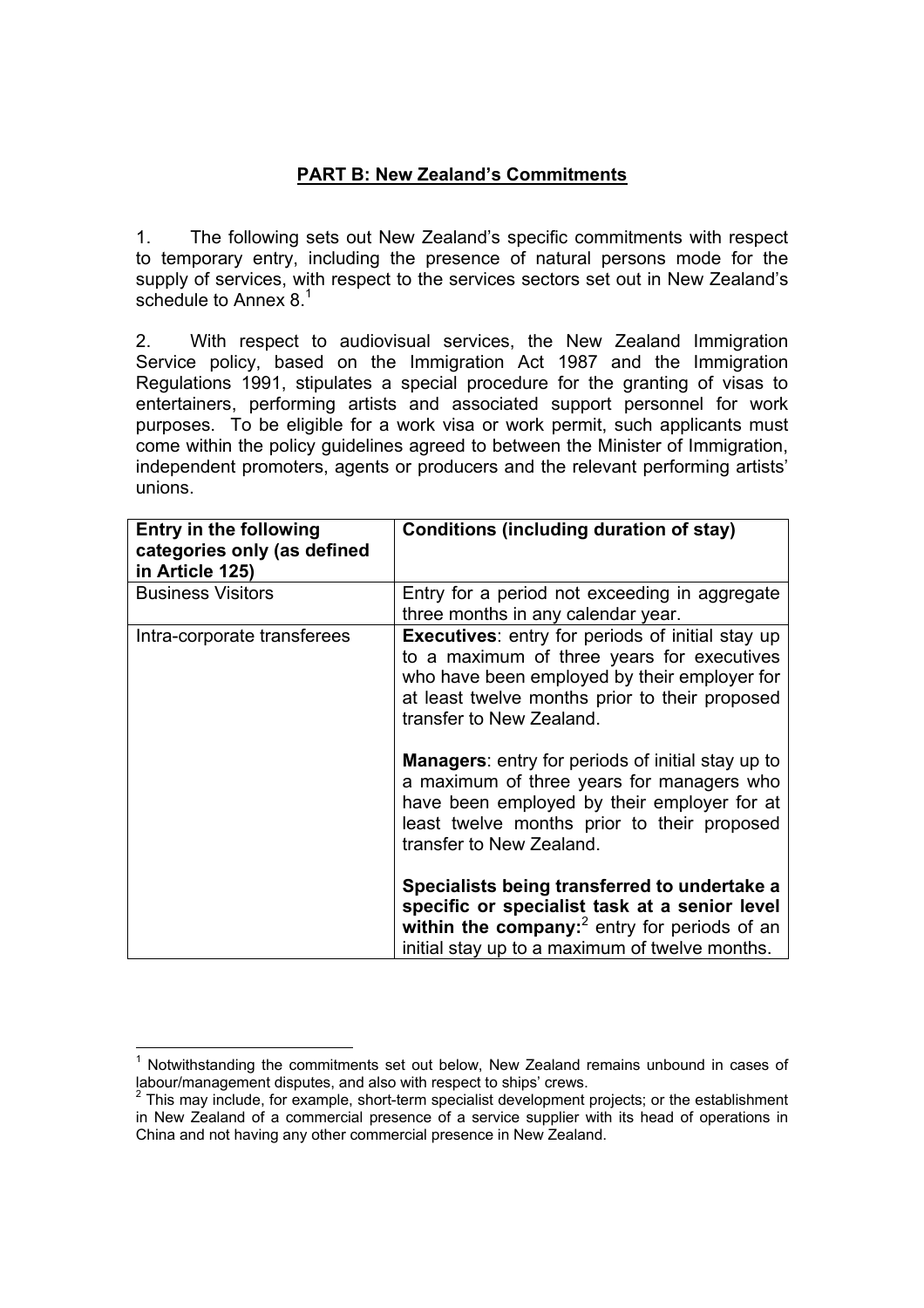## PART B: New Zealand's Commitments

1. The following sets out New Zealand's specific commitments with respect to temporary entry, including the presence of natural persons mode for the supply of services, with respect to the services sectors set out in New Zealand's schedule to Annex 8.[1]

2. With respect to audiovisual services, the New Zealand Immigration Service policy, based on the Immigration Act 1987 and the Immigration Regulations 1991, stipulates a special procedure for the granting of visas to entertainers, performing artists and associated support personnel for work purposes. To be eligible for a work visa or work permit, such applicants must come within the policy guidelines agreed to between the Minister of Immigration, independent promoters, agents or producers and the relevant performing artists' unions.

| **Entry in the following categories only (as defined in Article 125)** | **Conditions (including duration of stay)** |
|---|---|
| Business Visitors | Entry for a period not exceeding in aggregate three months in any calendar year. |
| Intra-corporate transferees | **Executives**: entry for periods of initial stay up to a maximum of three years for executives who have been employed by their employer for at least twelve months prior to their proposed transfer to New Zealand.<br><br>**Managers**: entry for periods of initial stay up to a maximum of three years for managers who have been employed by their employer for at least twelve months prior to their proposed transfer to New Zealand.<br><br>**Specialists being transferred to undertake a specific or specialist task at a senior level within the company:**[2] entry for periods of an initial stay up to a maximum of twelve months. |

[1] Notwithstanding the commitments set out below, New Zealand remains unbound in cases of labour/management disputes, and also with respect to ships' crews.

[2] This may include, for example, short-term specialist development projects; or the establishment in New Zealand of a commercial presence of a service supplier with its head of operations in China and not having any other commercial presence in New Zealand.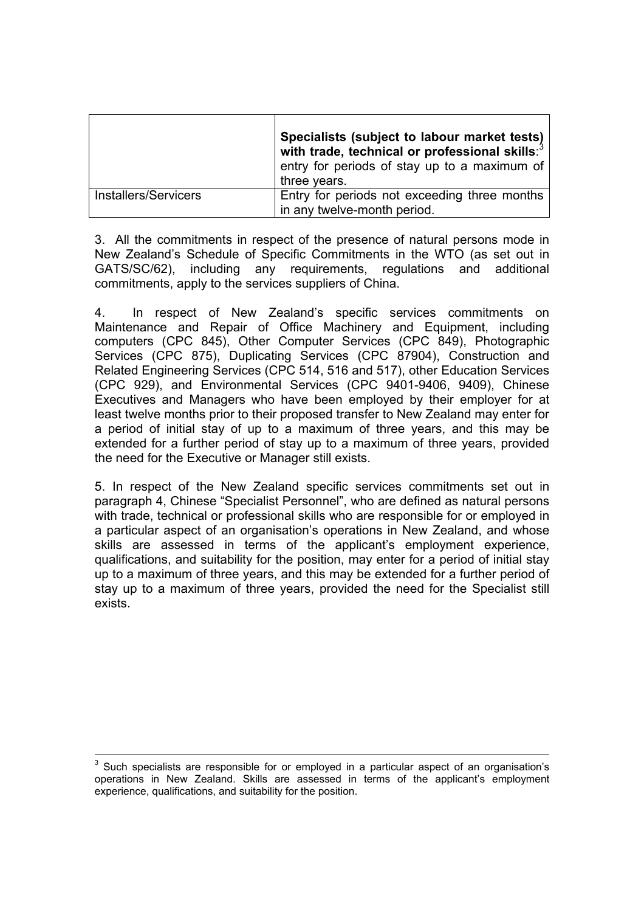| | |
|---|---|
| | **Specialists (subject to labour market tests) with trade, technical or professional skills**:[3] entry for periods of stay up to a maximum of three years. |
| Installers/Servicers | Entry for periods not exceeding three months in any twelve-month period. |

3. All the commitments in respect of the presence of natural persons mode in New Zealand's Schedule of Specific Commitments in the WTO (as set out in GATS/SC/62), including any requirements, regulations and additional commitments, apply to the services suppliers of China.

4. In respect of New Zealand's specific services commitments on Maintenance and Repair of Office Machinery and Equipment, including computers (CPC 845), Other Computer Services (CPC 849), Photographic Services (CPC 875), Duplicating Services (CPC 87904), Construction and Related Engineering Services (CPC 514, 516 and 517), other Education Services (CPC 929), and Environmental Services (CPC 9401-9406, 9409), Chinese Executives and Managers who have been employed by their employer for at least twelve months prior to their proposed transfer to New Zealand may enter for a period of initial stay of up to a maximum of three years, and this may be extended for a further period of stay up to a maximum of three years, provided the need for the Executive or Manager still exists.

5. In respect of the New Zealand specific services commitments set out in paragraph 4, Chinese "Specialist Personnel", who are defined as natural persons with trade, technical or professional skills who are responsible for or employed in a particular aspect of an organisation's operations in New Zealand, and whose skills are assessed in terms of the applicant's employment experience, qualifications, and suitability for the position, may enter for a period of initial stay up to a maximum of three years, and this may be extended for a further period of stay up to a maximum of three years, provided the need for the Specialist still exists.

[3] Such specialists are responsible for or employed in a particular aspect of an organisation's operations in New Zealand. Skills are assessed in terms of the applicant's employment experience, qualifications, and suitability for the position.